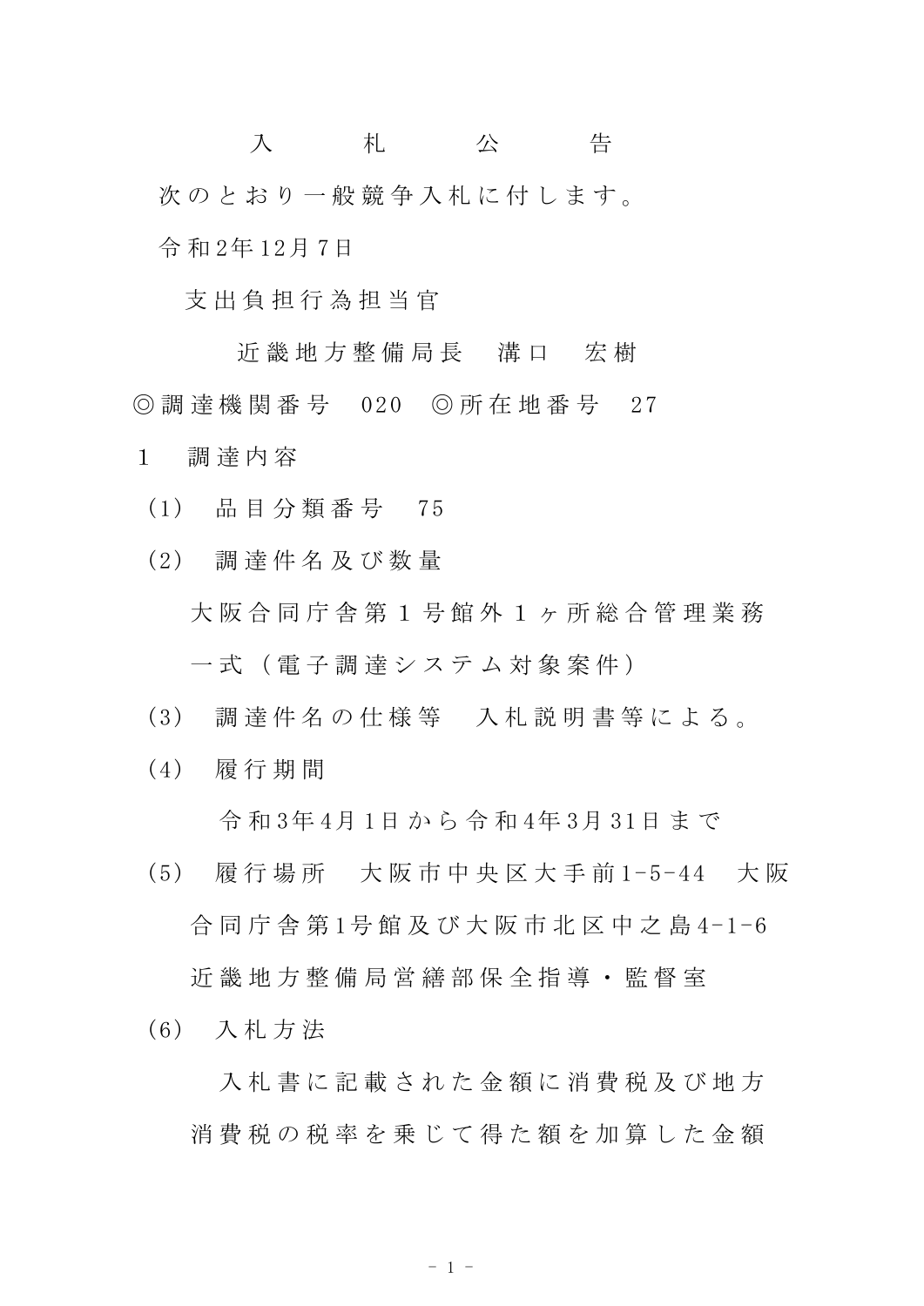# 入札公告

次のとおり一般競争入札に付します。

令和2年12月7日

支出負担行為担当官

近畿地方整備局長　溝口　宏樹

◎調達機関番号　020　◎所在地番号　27

1　調達内容

(1)　品目分類番号　75

(2)　調達件名及び数量

大阪合同庁舎第1号館外1ヶ所総合管理業務一式（電子調達システム対象案件）

(3)　調達件名の仕様等　入札説明書等による。

(4)　履行期間

令和3年4月1日から令和4年3月31日まで

(5)　履行場所　大阪市中央区大手前1-5-44　大阪合同庁舎第1号館及び大阪市北区中之島4-1-6　近畿地方整備局営繕部保全指導・監督室

(6)　入札方法

入札書に記載された金額に消費税及び地方消費税の税率を乗じて得た額を加算した金額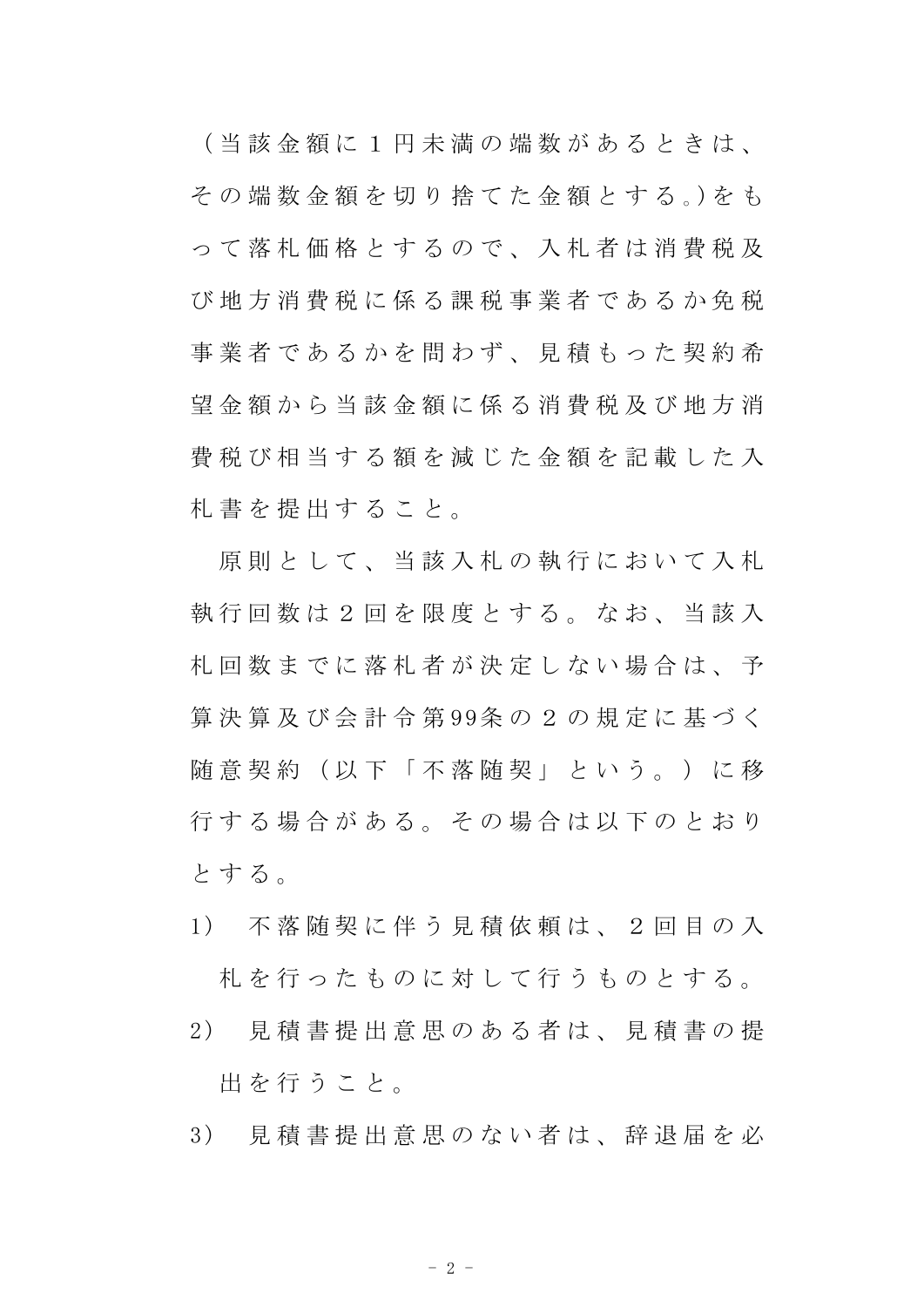（当該金額に１円未満の端数があるときは、その端数金額を切り捨てた金額とする。)をもって落札価格とするので、入札者は消費税及び地方消費税に係る課税事業者であるか免税事業者であるかを問わず、見積もった契約希望金額から当該金額に係る消費税及び地方消費税び相当する額を減じた金額を記載した入札書を提出すること。

原則として、当該入札の執行において入札執行回数は２回を限度とする。なお、当該入札回数までに落札者が決定しない場合は、予算決算及び会計令第99条の２の規定に基づく随意契約（以下「不落随契」という。）に移行する場合がある。その場合は以下のとおりとする。

1) 不落随契に伴う見積依頼は、２回目の入札を行ったものに対して行うものとする。
2) 見積書提出意思のある者は、見積書の提出を行うこと。
3) 見積書提出意思のない者は、辞退届を必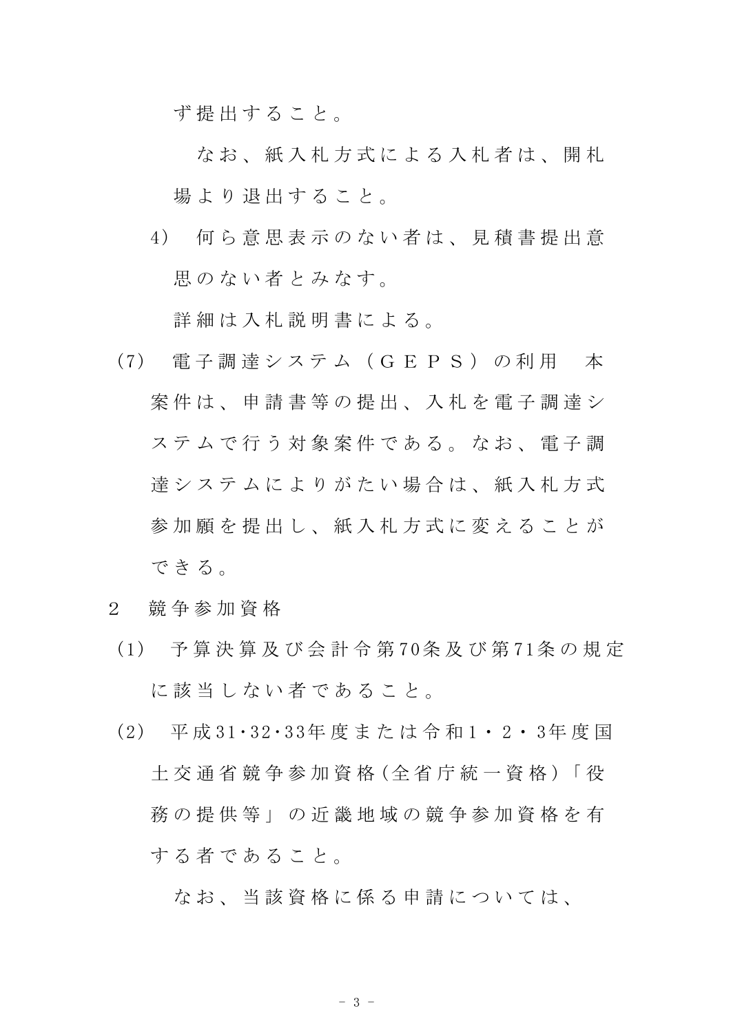ず提出すること。

なお、紙入札方式による入札者は、開札場より退出すること。

4) 何ら意思表示のない者は、見積書提出意思のない者とみなす。

詳細は入札説明書による。

(7) 電子調達システム（ＧＥＰＳ）の利用　本案件は、申請書等の提出、入札を電子調達システムで行う対象案件である。なお、電子調達システムによりがたい場合は、紙入札方式参加願を提出し、紙入札方式に変えることができる。

2　競争参加資格

(1) 予算決算及び会計令第70条及び第71条の規定に該当しない者であること。

(2) 平成31･32･33年度または令和1・2・3年度国土交通省競争参加資格(全省庁統一資格)「役務の提供等」の近畿地域の競争参加資格を有する者であること。

なお、当該資格に係る申請については、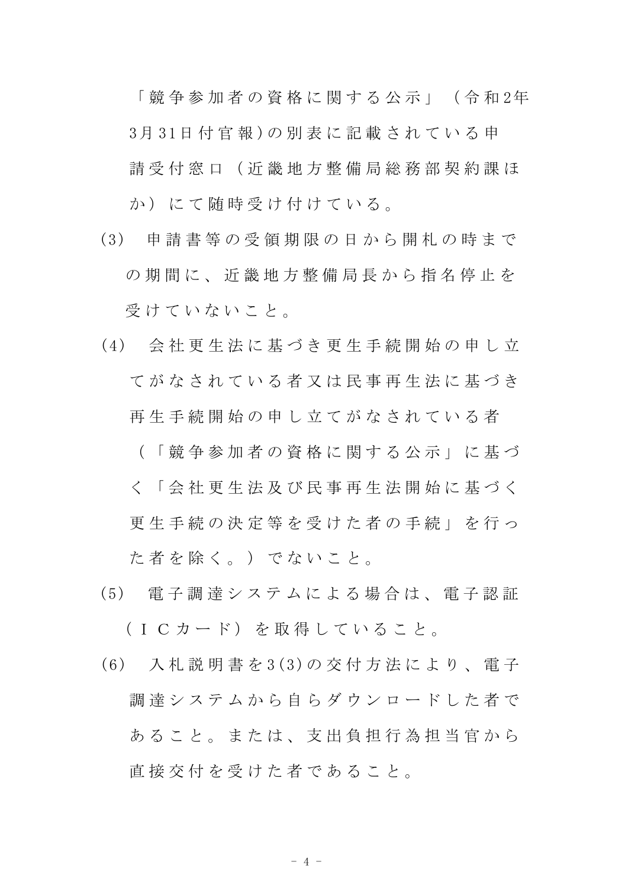「競争参加者の資格に関する公示」（令和2年3月31日付官報）の別表に記載されている申請受付窓口（近畿地方整備局総務部契約課ほか）にて随時受け付けている。

(3) 申請書等の受領期限の日から開札の時までの期間に、近畿地方整備局長から指名停止を受けていないこと。

(4) 会社更生法に基づき更生手続開始の申し立てがなされている者又は民事再生法に基づき再生手続開始の申し立てがなされている者（「競争参加者の資格に関する公示」に基づく「会社更生法及び民事再生法開始に基づく更生手続の決定等を受けた者の手続」を行った者を除く。）でないこと。

(5) 電子調達システムによる場合は、電子認証（ＩＣカード）を取得していること。

(6) 入札説明書を3(3)の交付方法により、電子調達システムから自らダウンロードした者であること。または、支出負担行為担当官から直接交付を受けた者であること。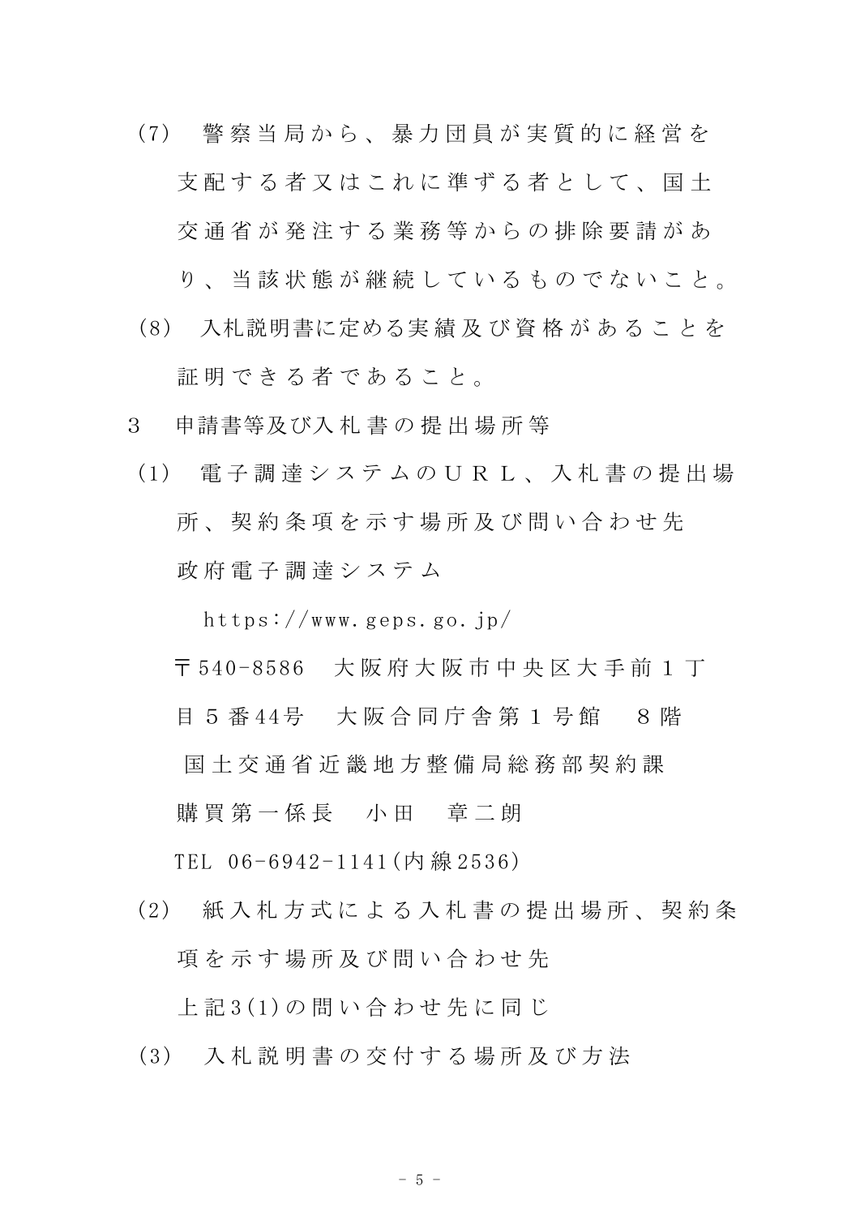(7)　警察当局から、暴力団員が実質的に経営を支配する者又はこれに準ずる者として、国土交通省が発注する業務等からの排除要請があり、当該状態が継続しているものでないこと。

(8)　入札説明書に定める実績及び資格があることを証明できる者であること。

3　申請書等及び入札書の提出場所等

(1)　電子調達システムのＵＲＬ、入札書の提出場所、契約条項を示す場所及び問い合わせ先

政府電子調達システム

https://www.geps.go.jp/

〒540-8586　大阪府大阪市中央区大手前１丁目５番44号　大阪合同庁舎第１号館　８階

国土交通省近畿地方整備局総務部契約課

購買第一係長　小田　章二朗

TEL 06-6942-1141(内線2536)

(2)　紙入札方式による入札書の提出場所、契約条項を示す場所及び問い合わせ先

上記3(1)の問い合わせ先に同じ

(3)　入札説明書の交付する場所及び方法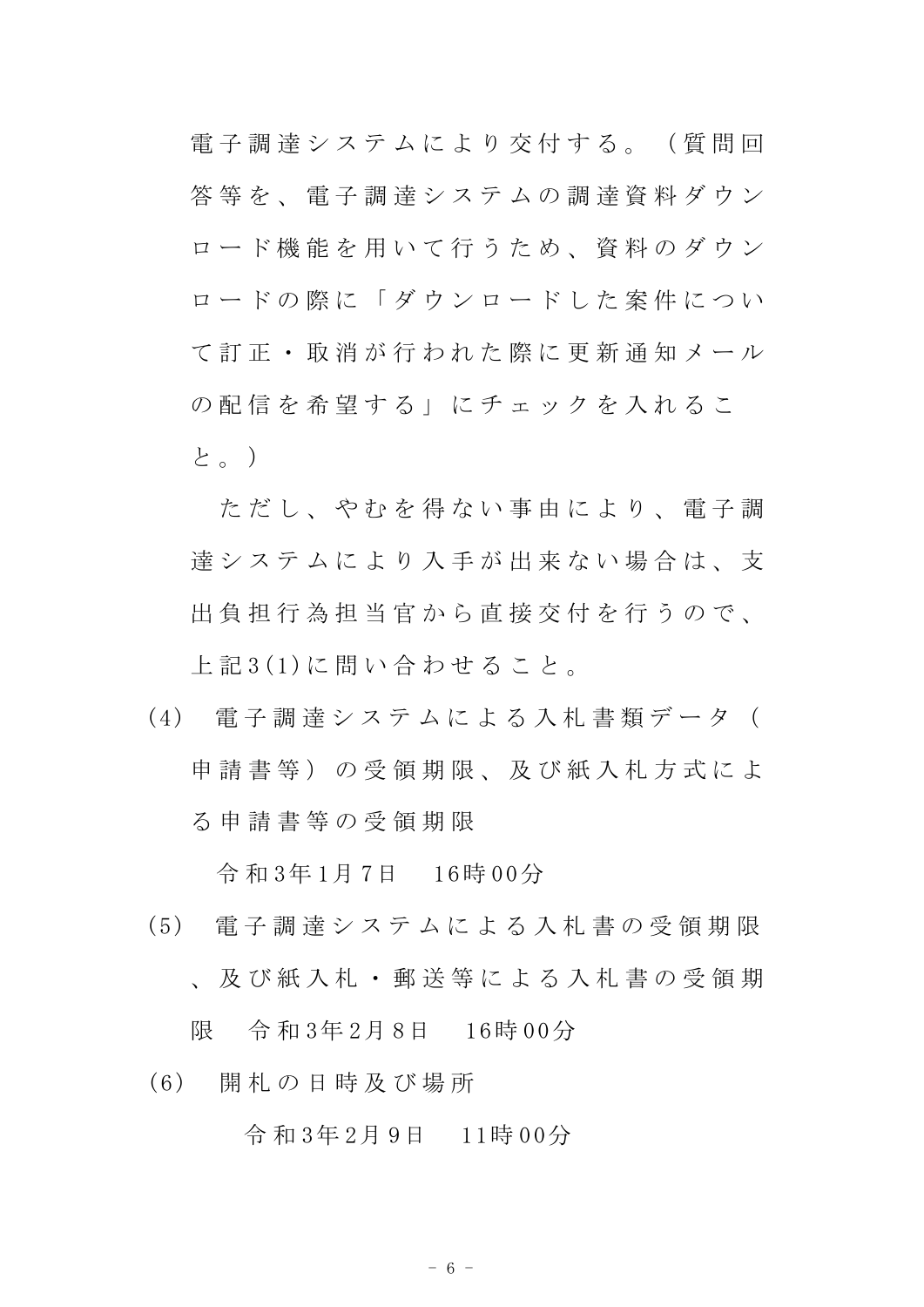電子調達システムにより交付する。（質問回答等を、電子調達システムの調達資料ダウンロード機能を用いて行うため、資料のダウンロードの際に「ダウンロードした案件について訂正・取消が行われた際に更新通知メールの配信を希望する」にチェックを入れること。）

ただし、やむを得ない事由により、電子調達システムにより入手が出来ない場合は、支出負担行為担当官から直接交付を行うので、上記3(1)に問い合わせること。

(4) 電子調達システムによる入札書類データ（申請書等）の受領期限、及び紙入札方式による申請書等の受領期限

令和3年1月7日　16時00分

(5) 電子調達システムによる入札書の受領期限、及び紙入札・郵送等による入札書の受領期限　令和3年2月8日　16時00分

(6) 開札の日時及び場所

令和3年2月9日　11時00分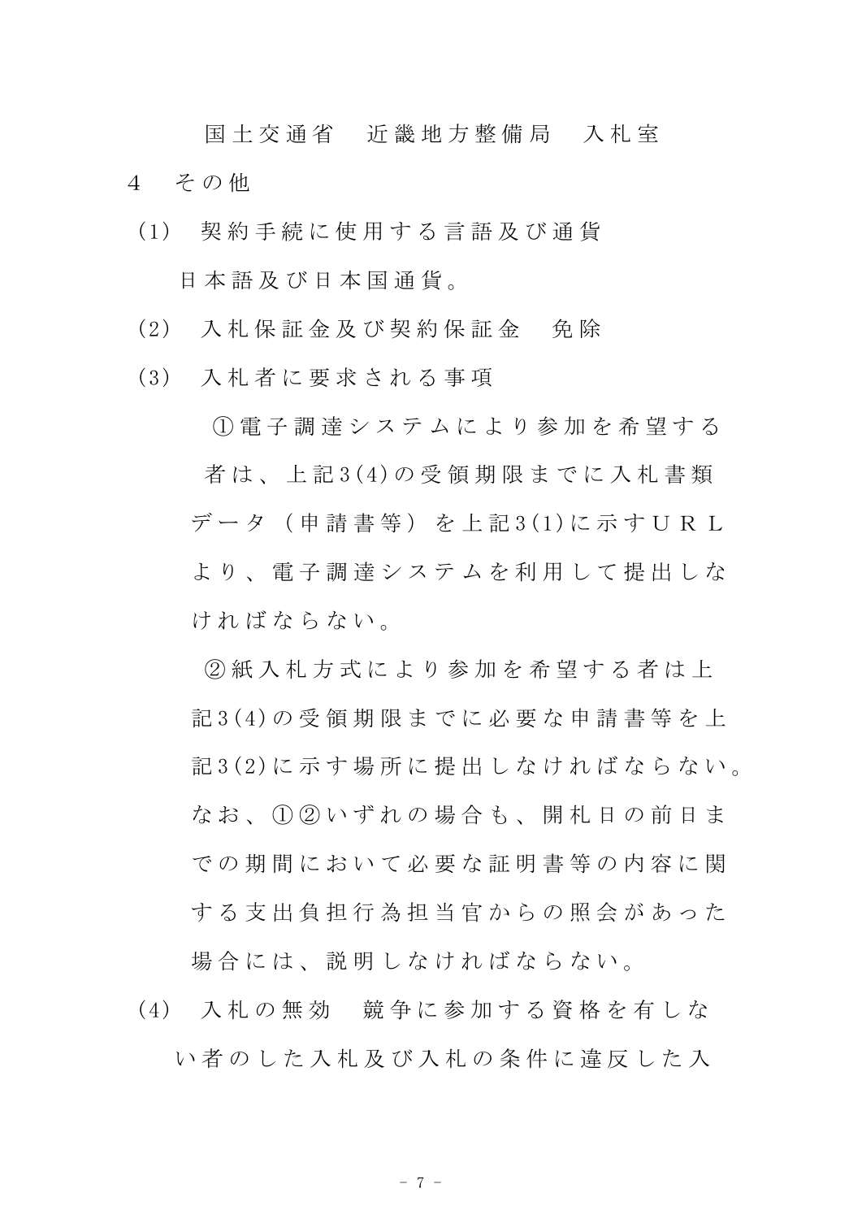国土交通省　近畿地方整備局　入札室

4　その他

(1)　契約手続に使用する言語及び通貨

日本語及び日本国通貨。

(2)　入札保証金及び契約保証金　免除

(3)　入札者に要求される事項

①電子調達システムにより参加を希望する者は、上記3(4)の受領期限までに入札書類データ（申請書等）を上記3(1)に示すＵＲＬより、電子調達システムを利用して提出しなければならない。

②紙入札方式により参加を希望する者は上記3(4)の受領期限までに必要な申請書等を上記3(2)に示す場所に提出しなければならない。

なお、①②いずれの場合も、開札日の前日までの期間において必要な証明書等の内容に関する支出負担行為担当官からの照会があった場合には、説明しなければならない。

(4)　入札の無効　競争に参加する資格を有しない者のした入札及び入札の条件に違反した入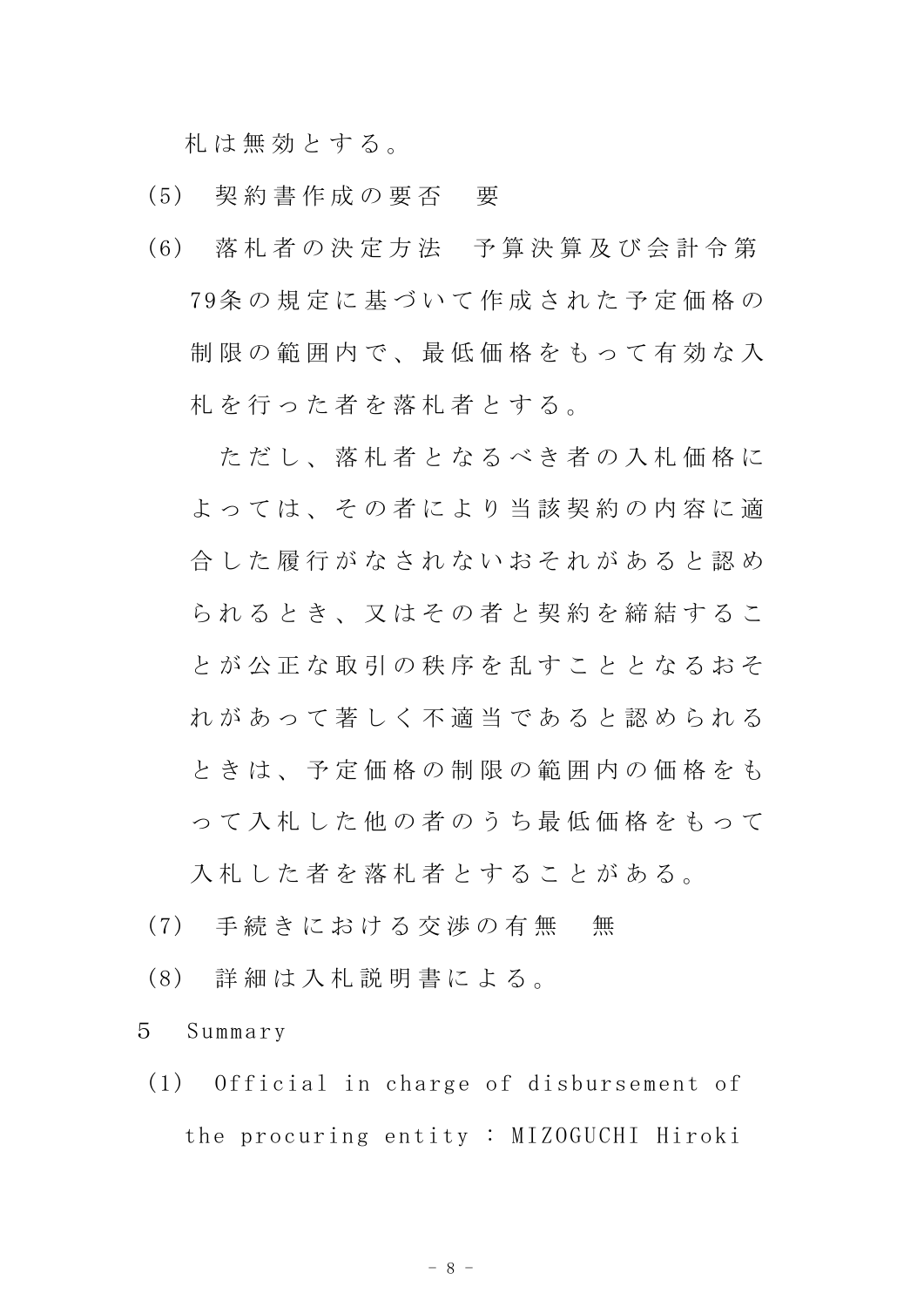札は無効とする。

(5) 契約書作成の要否　要

(6) 落札者の決定方法　予算決算及び会計令第79条の規定に基づいて作成された予定価格の制限の範囲内で、最低価格をもって有効な入札を行った者を落札者とする。

ただし、落札者となるべき者の入札価格によっては、その者により当該契約の内容に適合した履行がなされないおそれがあると認められるとき、又はその者と契約を締結することが公正な取引の秩序を乱すこととなるおそれがあって著しく不適当であると認められるときは、予定価格の制限の範囲内の価格をもって入札した他の者のうち最低価格をもって入札した者を落札者とすることがある。

(7) 手続きにおける交渉の有無　無

(8) 詳細は入札説明書による。

5　Summary

(1) Official in charge of disbursement of the procuring entity : MIZOGUCHI Hiroki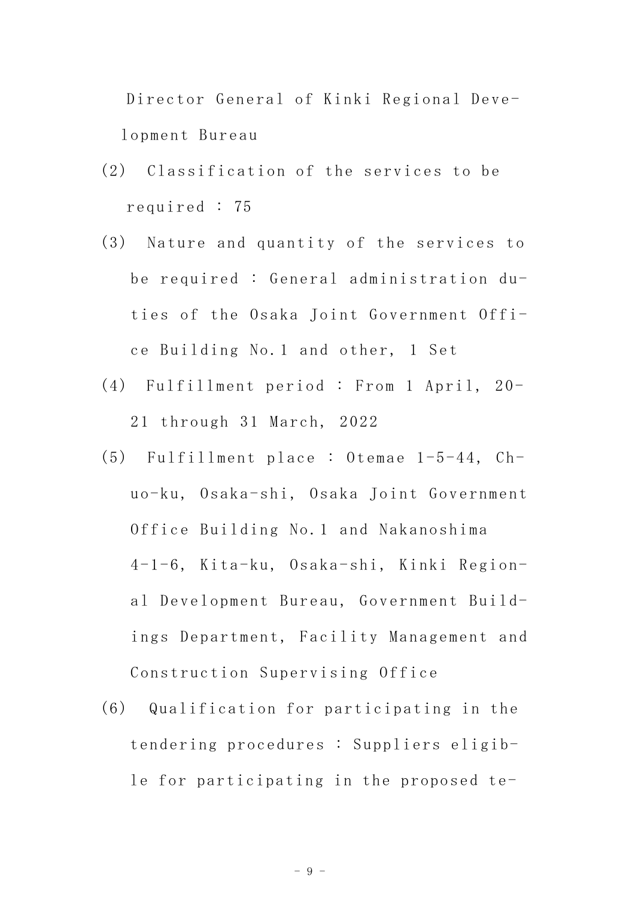Director General of Kinki Regional Development Bureau

(2) Classification of the services to be required : 75

(3) Nature and quantity of the services to be required : General administration duties of the Osaka Joint Government Office Building No.1 and other, 1 Set

(4) Fulfillment period : From 1 April, 2021 through 31 March, 2022

(5) Fulfillment place : Otemae 1-5-44, Chuo-ku, Osaka-shi, Osaka Joint Government Office Building No.1 and Nakanoshima 4-1-6, Kita-ku, Osaka-shi, Kinki Regional Development Bureau, Government Buildings Department, Facility Management and Construction Supervising Office

(6) Qualification for participating in the tendering procedures : Suppliers eligible for participating in the proposed te-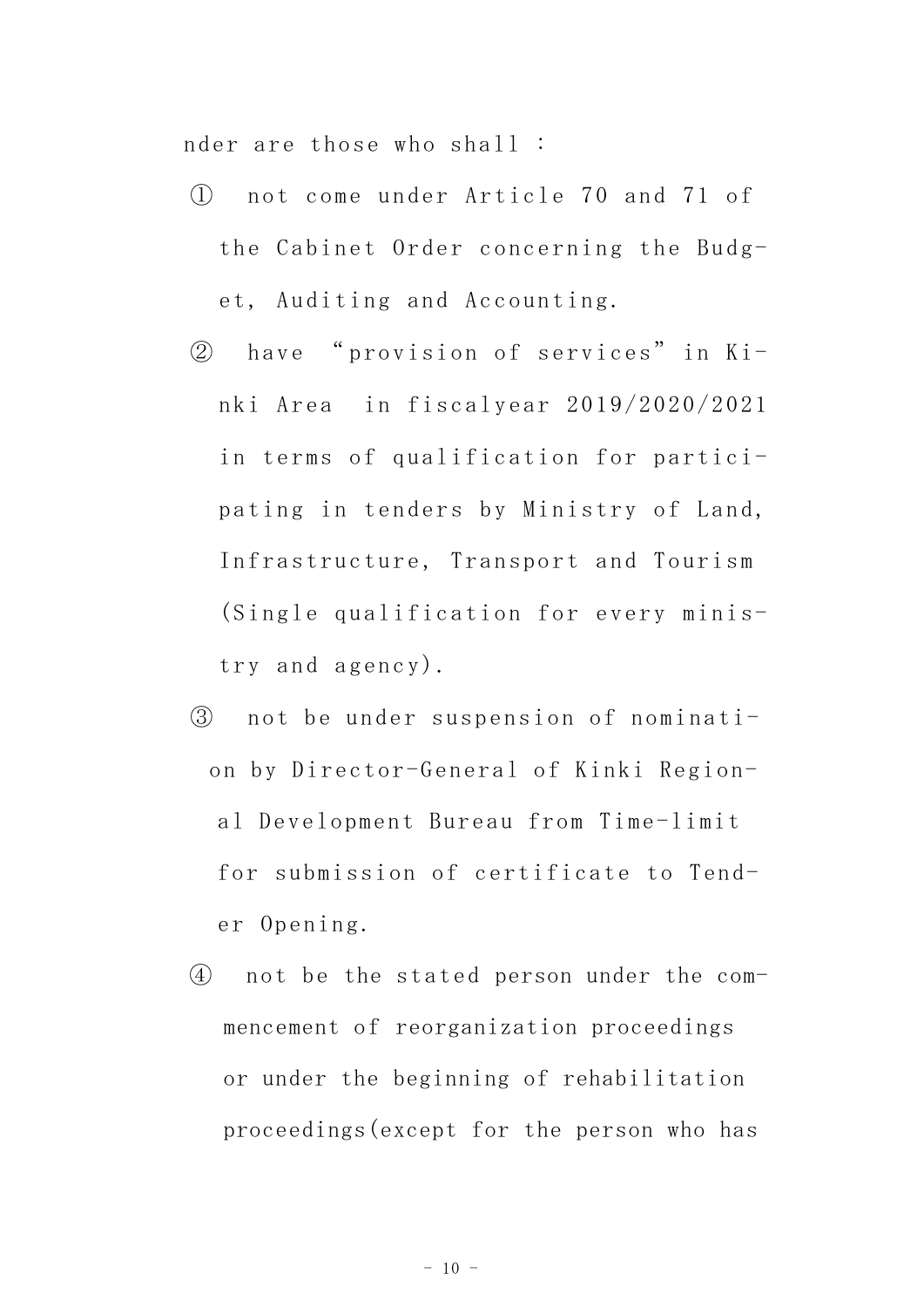nder are those who shall :

① not come under Article 70 and 71 of the Cabinet Order concerning the Budget, Auditing and Accounting.

② have “provision of services” in Kinki Area in fiscalyear 2019/2020/2021 in terms of qualification for participating in tenders by Ministry of Land, Infrastructure, Transport and Tourism (Single qualification for every ministry and agency).

③ not be under suspension of nomination by Director-General of Kinki Regional Development Bureau from Time-limit for submission of certificate to Tender Opening.

④ not be the stated person under the commencement of reorganization proceedings or under the beginning of rehabilitation proceedings(except for the person who has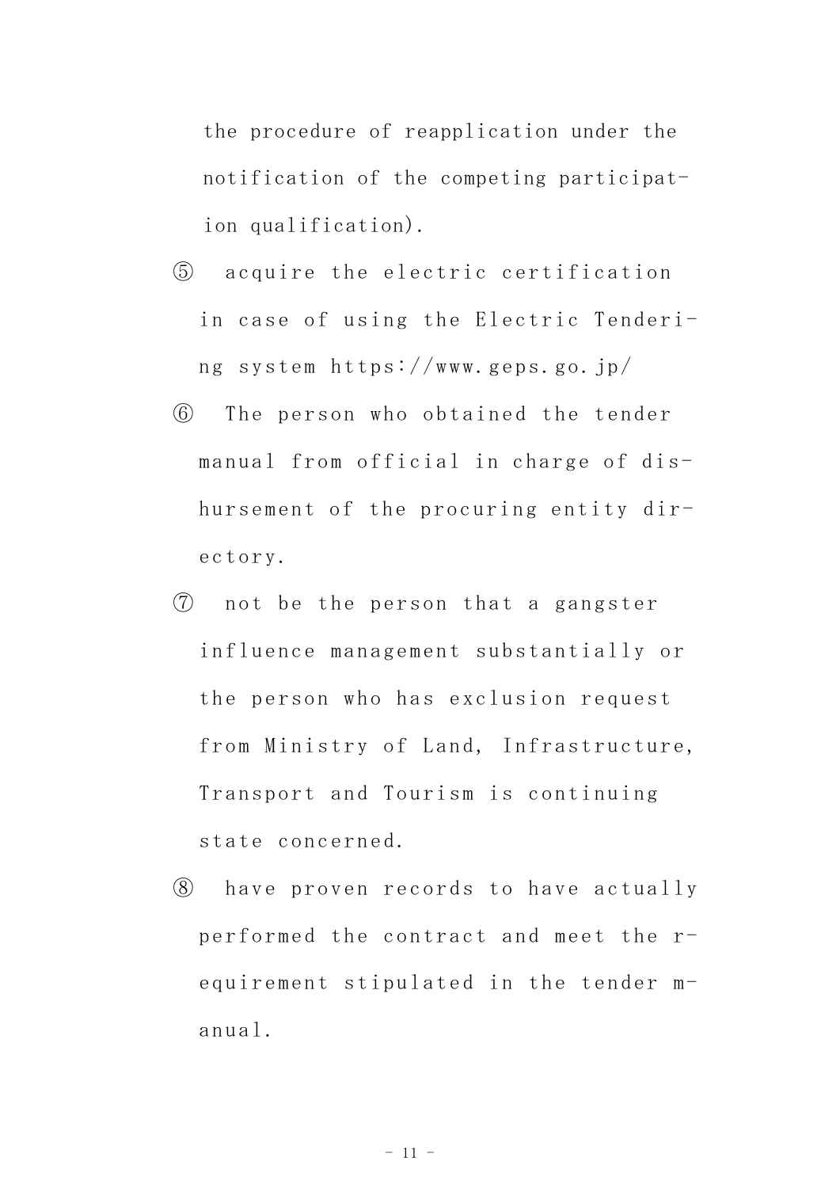the procedure of reapplication under the notification of the competing participation qualification).

⑤ acquire the electric certification in case of using the Electric Tendering system https://www.geps.go.jp/

⑥ The person who obtained the tender manual from official in charge of dishursement of the procuring entity directory.

⑦ not be the person that a gangster influence management substantially or the person who has exclusion request from Ministry of Land, Infrastructure, Transport and Tourism is continuing state concerned.

⑧ have proven records to have actually performed the contract and meet the requirement stipulated in the tender manual.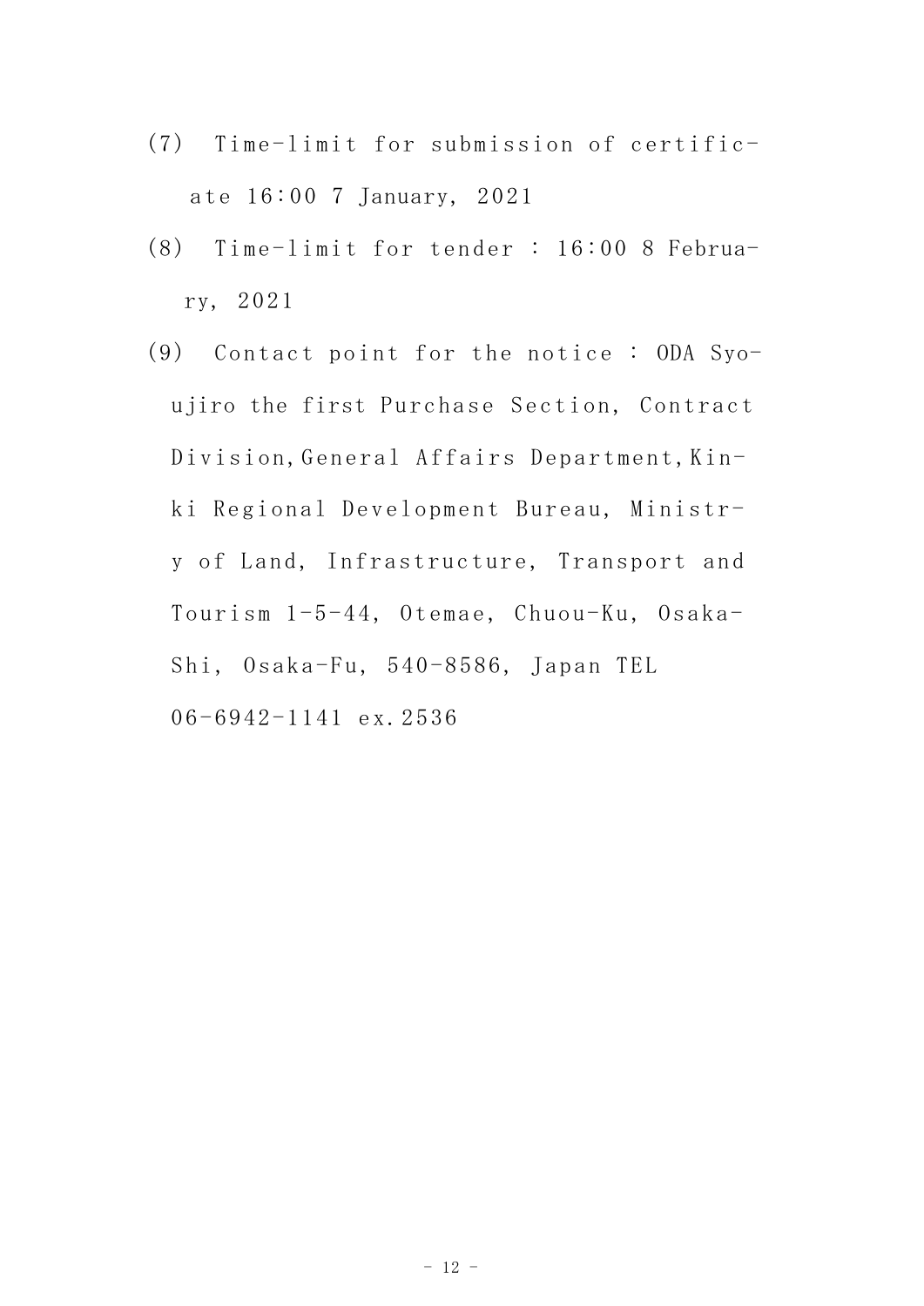(7) Time-limit for submission of certificate 16:00 7 January, 2021

(8) Time-limit for tender : 16:00 8 February, 2021

(9) Contact point for the notice : ODA Syoujiro the first Purchase Section, Contract Division,General Affairs Department,Kinki Regional Development Bureau, Ministry of Land, Infrastructure, Transport and Tourism 1-5-44, Otemae, Chuou-Ku, Osaka-Shi, Osaka-Fu, 540-8586, Japan TEL 06-6942-1141 ex.2536